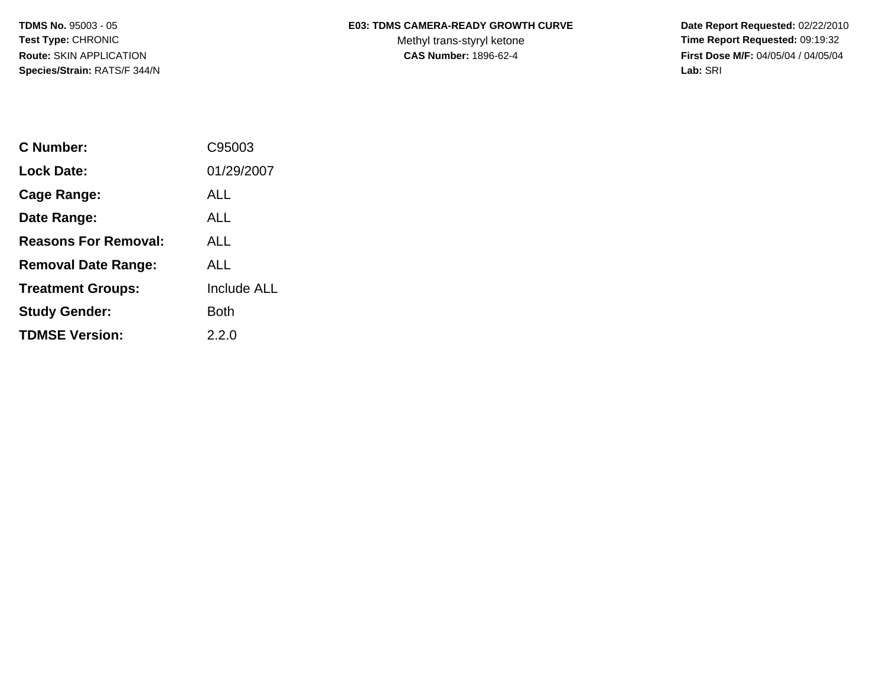**TDMS No.** 95003 - 05
**Test Type:** CHRONIC
**Route:** SKIN APPLICATION
**Species/Strain:** RATS/F 344/N

**E03: TDMS CAMERA-READY GROWTH CURVE**
Methyl trans-styryl ketone
**CAS Number:** 1896-62-4

**Date Report Requested:** 02/22/2010
**Time Report Requested:** 09:19:32
**First Dose M/F:** 04/05/04 / 04/05/04
**Lab:** SRI

| | |
|---|---|
| **C Number:** | C95003 |
| **Lock Date:** | 01/29/2007 |
| **Cage Range:** | ALL |
| **Date Range:** | ALL |
| **Reasons For Removal:** | ALL |
| **Removal Date Range:** | ALL |
| **Treatment Groups:** | Include ALL |
| **Study Gender:** | Both |
| **TDMSE Version:** | 2.2.0 |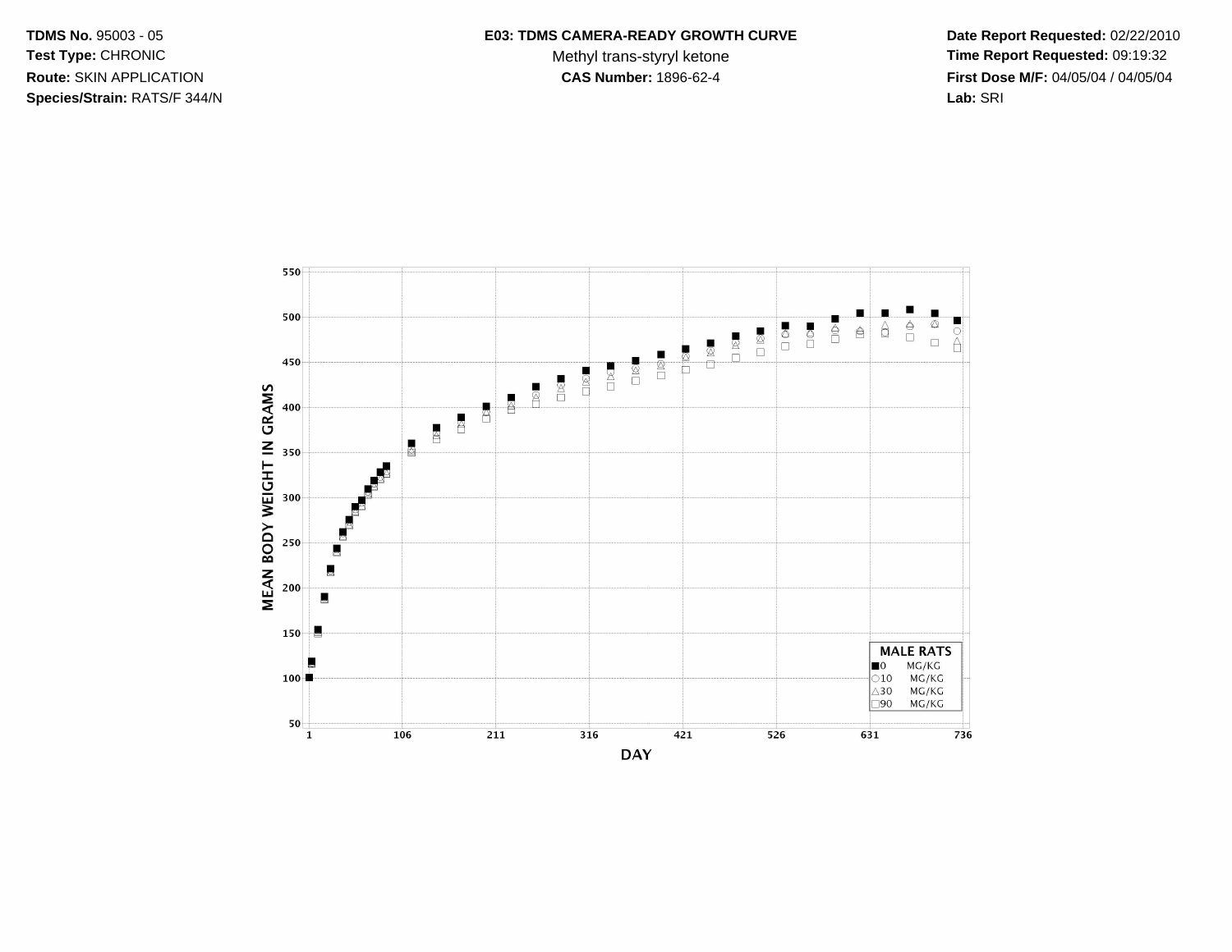**TDMS No.** 95003 - 05
**Test Type:** CHRONIC
**Route:** SKIN APPLICATION
**Species/Strain:** RATS/F 344/N

**E03: TDMS CAMERA-READY GROWTH CURVE**
Methyl trans-styryl ketone
**CAS Number:** 1896-62-4

**Date Report Requested:** 02/22/2010
**Time Report Requested:** 09:19:32
**First Dose M/F:** 04/05/04 / 04/05/04
**Lab:** SRI

MEAN BODY WEIGHT IN GRAMS

DAY

MALE RATS
■0 MG/KG
○10 MG/KG
△30 MG/KG
□90 MG/KG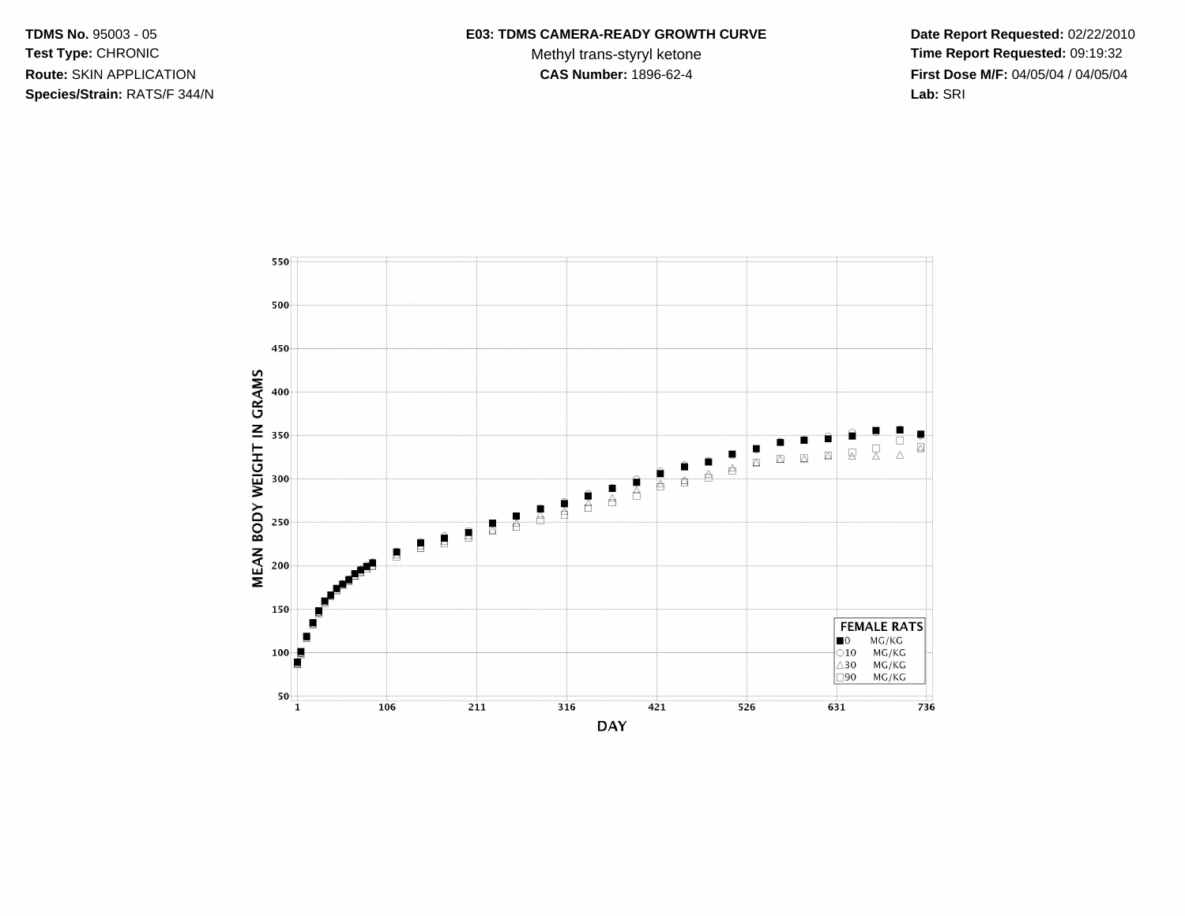**TDMS No.** 95003 - 05
**Test Type:** CHRONIC
**Route:** SKIN APPLICATION
**Species/Strain:** RATS/F 344/N

**E03: TDMS CAMERA-READY GROWTH CURVE**
Methyl trans-styryl ketone
**CAS Number:** 1896-62-4

**Date Report Requested:** 02/22/2010
**Time Report Requested:** 09:19:32
**First Dose M/F:** 04/05/04 / 04/05/04
**Lab:** SRI

MEAN BODY WEIGHT IN GRAMS

550
500
450
400
350
300
250
200
150
100
50

DAY

1 106 211 316 421 526 631 736

FEMALE RATS
■0 MG/KG
○10 MG/KG
△30 MG/KG
□90 MG/KG